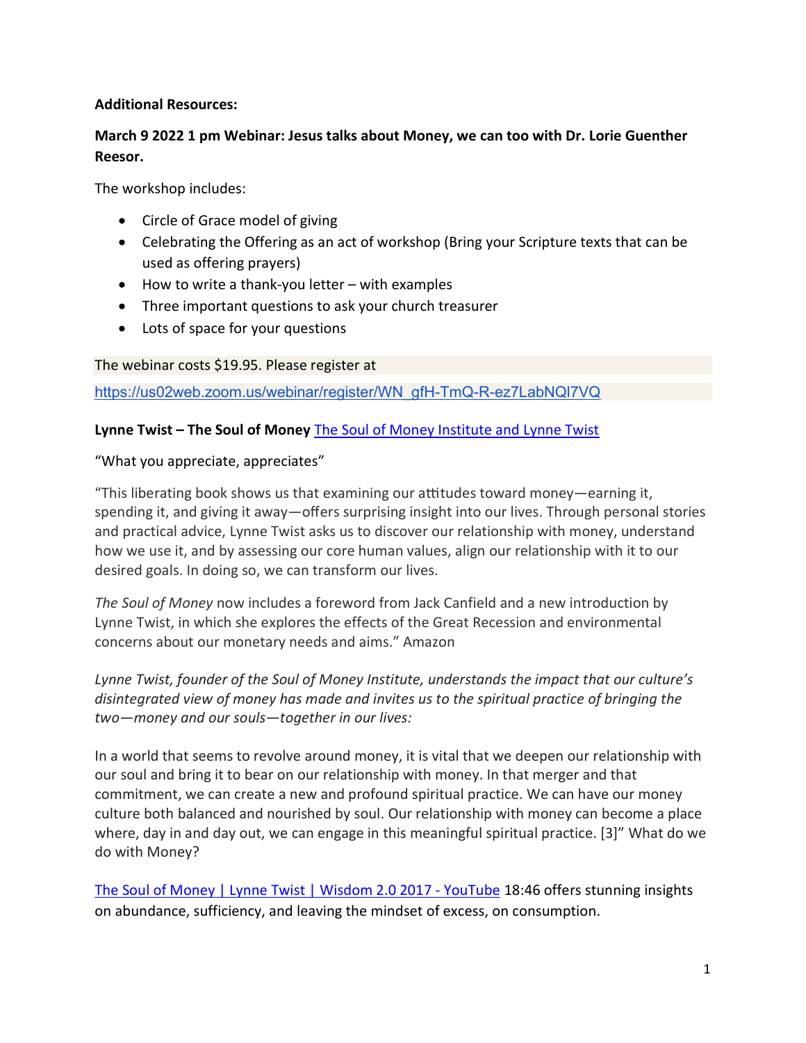**Additional Resources:**

**March 9 2022 1 pm Webinar: Jesus talks about Money, we can too with Dr. Lorie Guenther Reesor.**

The workshop includes:

- Circle of Grace model of giving
- Celebrating the Offering as an act of workshop (Bring your Scripture texts that can be used as offering prayers)
- How to write a thank-you letter – with examples
- Three important questions to ask your church treasurer
- Lots of space for your questions

The webinar costs $19.95. Please register at

https://us02web.zoom.us/webinar/register/WN_gfH-TmQ-R-ez7LabNQl7VQ

**Lynne Twist – The Soul of Money** The Soul of Money Institute and Lynne Twist

"What you appreciate, appreciates"

"This liberating book shows us that examining our attitudes toward money—earning it, spending it, and giving it away—offers surprising insight into our lives. Through personal stories and practical advice, Lynne Twist asks us to discover our relationship with money, understand how we use it, and by assessing our core human values, align our relationship with it to our desired goals. In doing so, we can transform our lives.

*The Soul of Money* now includes a foreword from Jack Canfield and a new introduction by Lynne Twist, in which she explores the effects of the Great Recession and environmental concerns about our monetary needs and aims." Amazon

*Lynne Twist, founder of the Soul of Money Institute, understands the impact that our culture's disintegrated view of money has made and invites us to the spiritual practice of bringing the two—money and our souls—together in our lives:*

In a world that seems to revolve around money, it is vital that we deepen our relationship with our soul and bring it to bear on our relationship with money. In that merger and that commitment, we can create a new and profound spiritual practice. We can have our money culture both balanced and nourished by soul. Our relationship with money can become a place where, day in and day out, we can engage in this meaningful spiritual practice. [3]" What do we do with Money?

The Soul of Money | Lynne Twist | Wisdom 2.0 2017 - YouTube 18:46 offers stunning insights on abundance, sufficiency, and leaving the mindset of excess, on consumption.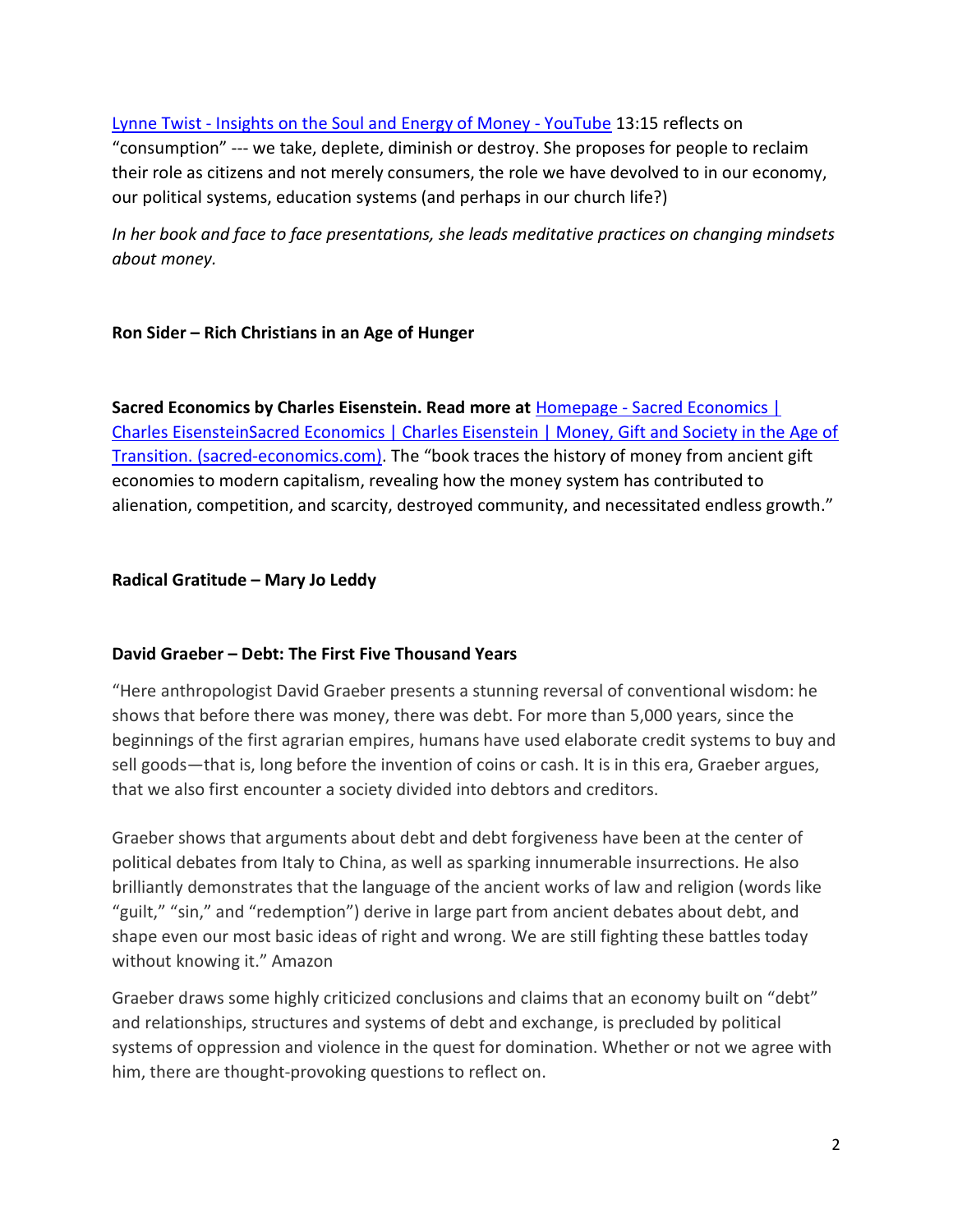Lynne Twist - Insights on the Soul and Energy of Money - YouTube 13:15 reflects on "consumption" --- we take, deplete, diminish or destroy. She proposes for people to reclaim their role as citizens and not merely consumers, the role we have devolved to in our economy, our political systems, education systems (and perhaps in our church life?)

*In her book and face to face presentations, she leads meditative practices on changing mindsets about money.*

**Ron Sider – Rich Christians in an Age of Hunger**

**Sacred Economics by Charles Eisenstein. Read more at** Homepage - Sacred Economics | Charles EisensteinSacred Economics | Charles Eisenstein | Money, Gift and Society in the Age of Transition. (sacred-economics.com). The "book traces the history of money from ancient gift economies to modern capitalism, revealing how the money system has contributed to alienation, competition, and scarcity, destroyed community, and necessitated endless growth."

**Radical Gratitude – Mary Jo Leddy**

**David Graeber – Debt: The First Five Thousand Years**

"Here anthropologist David Graeber presents a stunning reversal of conventional wisdom: he shows that before there was money, there was debt. For more than 5,000 years, since the beginnings of the first agrarian empires, humans have used elaborate credit systems to buy and sell goods—that is, long before the invention of coins or cash. It is in this era, Graeber argues, that we also first encounter a society divided into debtors and creditors.

Graeber shows that arguments about debt and debt forgiveness have been at the center of political debates from Italy to China, as well as sparking innumerable insurrections. He also brilliantly demonstrates that the language of the ancient works of law and religion (words like "guilt," "sin," and "redemption") derive in large part from ancient debates about debt, and shape even our most basic ideas of right and wrong. We are still fighting these battles today without knowing it." Amazon

Graeber draws some highly criticized conclusions and claims that an economy built on "debt" and relationships, structures and systems of debt and exchange, is precluded by political systems of oppression and violence in the quest for domination. Whether or not we agree with him, there are thought-provoking questions to reflect on.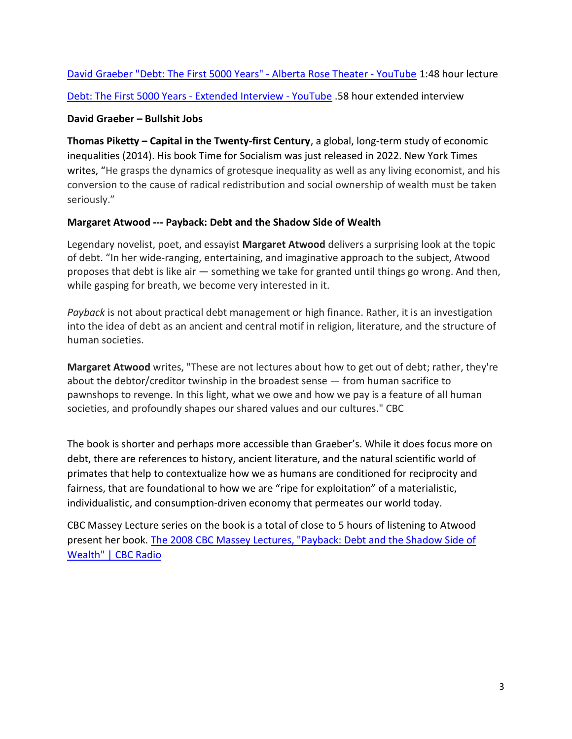[David Graeber "Debt: The First 5000 Years" - Alberta Rose Theater - YouTube]() 1:48 hour lecture

[Debt: The First 5000 Years - Extended Interview - YouTube]() .58 hour extended interview

**David Graeber – Bullshit Jobs**

**Thomas Piketty – Capital in the Twenty-first Century**, a global, long-term study of economic inequalities (2014). His book Time for Socialism was just released in 2022. New York Times writes, "He grasps the dynamics of grotesque inequality as well as any living economist, and his conversion to the cause of radical redistribution and social ownership of wealth must be taken seriously."

**Margaret Atwood --- Payback: Debt and the Shadow Side of Wealth**

Legendary novelist, poet, and essayist **Margaret Atwood** delivers a surprising look at the topic of debt. "In her wide-ranging, entertaining, and imaginative approach to the subject, Atwood proposes that debt is like air — something we take for granted until things go wrong. And then, while gasping for breath, we become very interested in it.

*Payback* is not about practical debt management or high finance. Rather, it is an investigation into the idea of debt as an ancient and central motif in religion, literature, and the structure of human societies.

**Margaret Atwood** writes, "These are not lectures about how to get out of debt; rather, they're about the debtor/creditor twinship in the broadest sense — from human sacrifice to pawnshops to revenge. In this light, what we owe and how we pay is a feature of all human societies, and profoundly shapes our shared values and our cultures." CBC

The book is shorter and perhaps more accessible than Graeber's. While it does focus more on debt, there are references to history, ancient literature, and the natural scientific world of primates that help to contextualize how we as humans are conditioned for reciprocity and fairness, that are foundational to how we are "ripe for exploitation" of a materialistic, individualistic, and consumption-driven economy that permeates our world today.

CBC Massey Lecture series on the book is a total of close to 5 hours of listening to Atwood present her book. [The 2008 CBC Massey Lectures, "Payback: Debt and the Shadow Side of Wealth" | CBC Radio]()